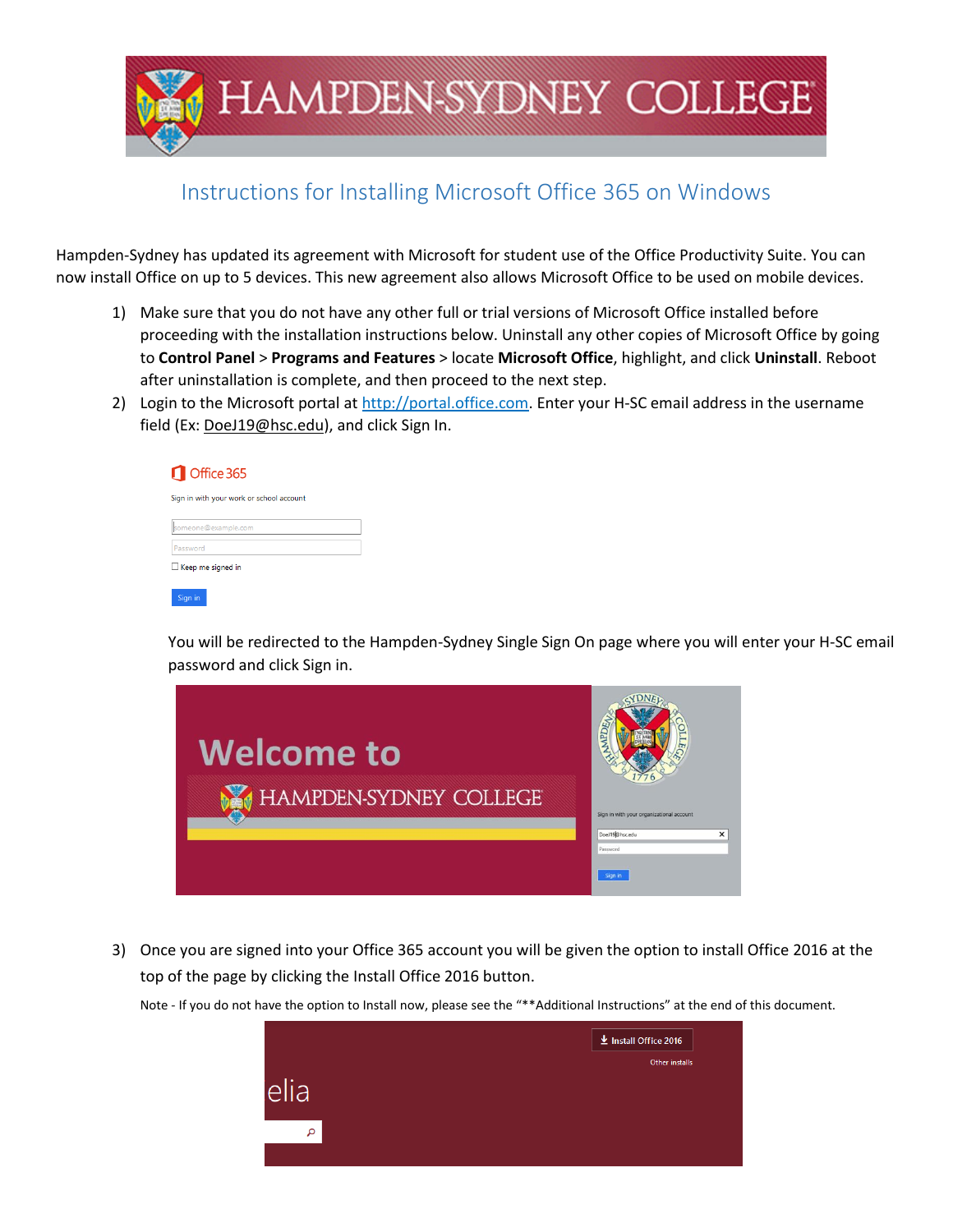# Instructions for Installing Microsoft Office 365 on Windows

Hampden-Sydney has updated its agreement with Microsoft for student use of the Office Productivity Suite. You can now install Office on up to 5 devices. This new agreement also allows Microsoft Office to be used on mobile devices.

1) Make sure that you do not have any other full or trial versions of Microsoft Office installed before proceeding with the installation instructions below. Uninstall any other copies of Microsoft Office by going to **Control Panel** > **Programs and Features** > locate **Microsoft Office**, highlight, and click **Uninstall**. Reboot after uninstallation is complete, and then proceed to the next step.
2) Login to the Microsoft portal at http://portal.office.com. Enter your H-SC email address in the username field (Ex: DoeJ19@hsc.edu), and click Sign In.

   You will be redirected to the Hampden-Sydney Single Sign On page where you will enter your H-SC email password and click Sign in.

3) Once you are signed into your Office 365 account you will be given the option to install Office 2016 at the top of the page by clicking the Install Office 2016 button.

   Note - If you do not have the option to Install now, please see the "**Additional Instructions" at the end of this document.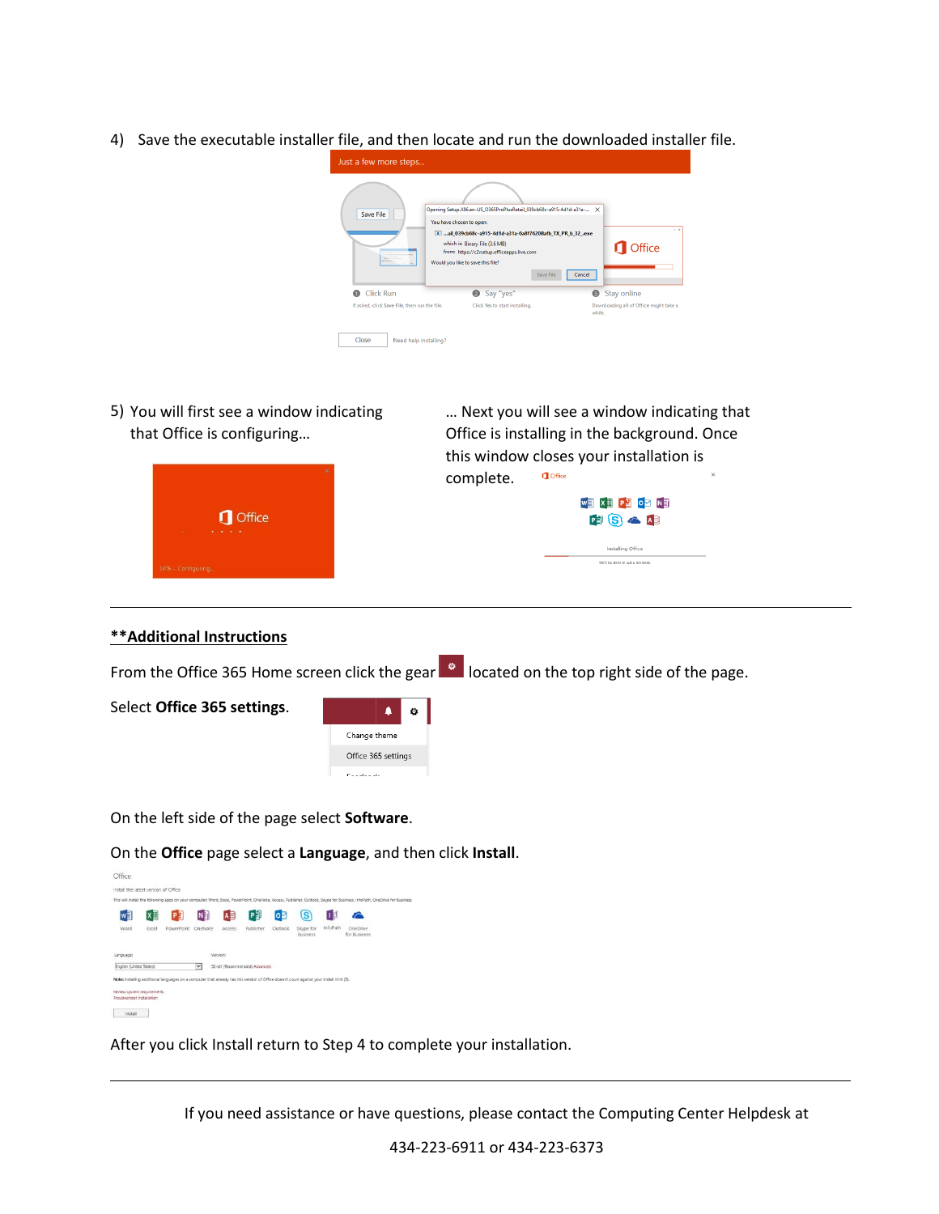4) Save the executable installer file, and then locate and run the downloaded installer file.

5) You will first see a window indicating that Office is configuring…

… Next you will see a window indicating that Office is installing in the background. Once this window closes your installation is complete.

---

**\*\*Additional Instructions**

From the Office 365 Home screen click the gear located on the top right side of the page.

Select **Office 365 settings**.

On the left side of the page select **Software**.

On the **Office** page select a **Language**, and then click **Install**.

After you click Install return to Step 4 to complete your installation.

---

If you need assistance or have questions, please contact the Computing Center Helpdesk at

434-223-6911 or 434-223-6373